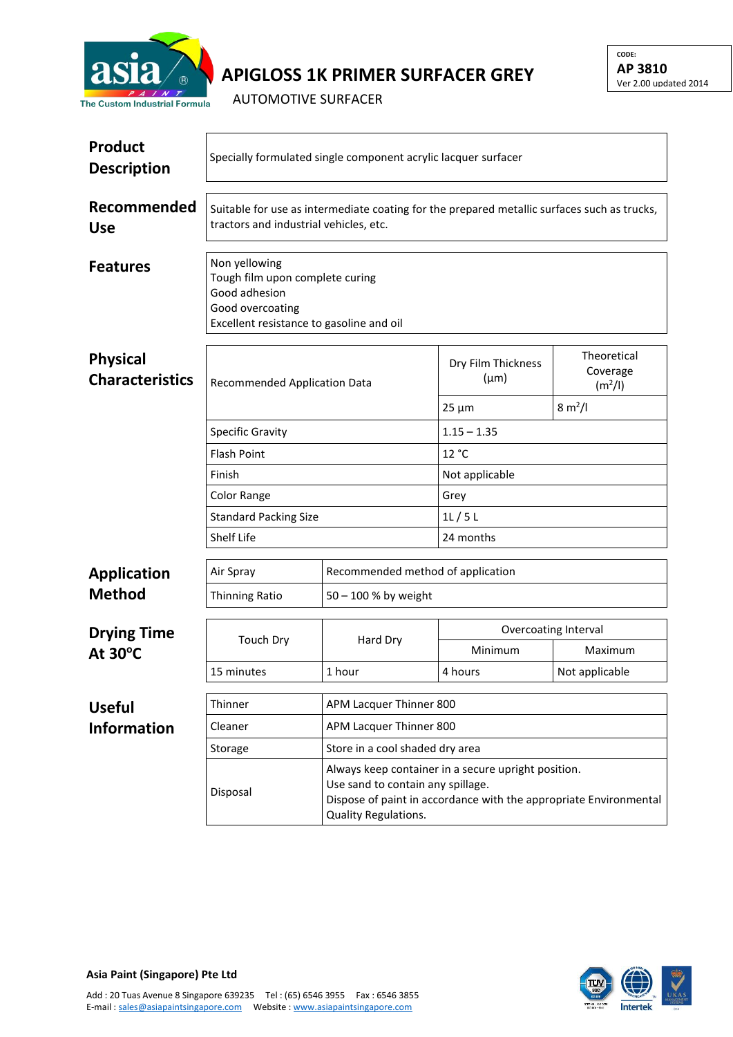# APIGLOSS 1K PRIMER SURFACER GREY

AUTOMOTIVE SURFACER

CODE:
**AP 3810**
Ver 2.00 updated 2014

## Product Description

Specially formulated single component acrylic lacquer surfacer

## Recommended Use

Suitable for use as intermediate coating for the prepared metallic surfaces such as trucks, tractors and industrial vehicles, etc.

## Features

Non yellowing
Tough film upon complete curing
Good adhesion
Good overcoating
Excellent resistance to gasoline and oil

## Physical Characteristics

| | | |
|---|---|---|
| Recommended Application Data | Dry Film Thickness (µm) | Theoretical Coverage ($m^2/l$) |
| | 25 µm | 8 $m^2/l$ |
| Specific Gravity | 1.15 – 1.35 | |
| Flash Point | 12 °C | |
| Finish | Not applicable | |
| Color Range | Grey | |
| Standard Packing Size | 1L / 5 L | |
| Shelf Life | 24 months | |

## Application Method

| | |
|---|---|
| Air Spray | Recommended method of application |
| Thinning Ratio | 50 – 100 % by weight |

## Drying Time At 30°C

| Touch Dry | Hard Dry | Overcoating Interval | |
|---|---|---|---|
| | | Minimum | Maximum |
| 15 minutes | 1 hour | 4 hours | Not applicable |

## Useful Information

| | |
|---|---|
| Thinner | APM Lacquer Thinner 800 |
| Cleaner | APM Lacquer Thinner 800 |
| Storage | Store in a cool shaded dry area |
| Disposal | Always keep container in a secure upright position. Use sand to contain any spillage. Dispose of paint in accordance with the appropriate Environmental Quality Regulations. |

**Asia Paint (Singapore) Pte Ltd**

Add : 20 Tuas Avenue 8 Singapore 639235 Tel : (65) 6546 3955 Fax : 6546 3855
E-mail : sales@asiapaintsingapore.com Website : www.asiapaintsingapore.com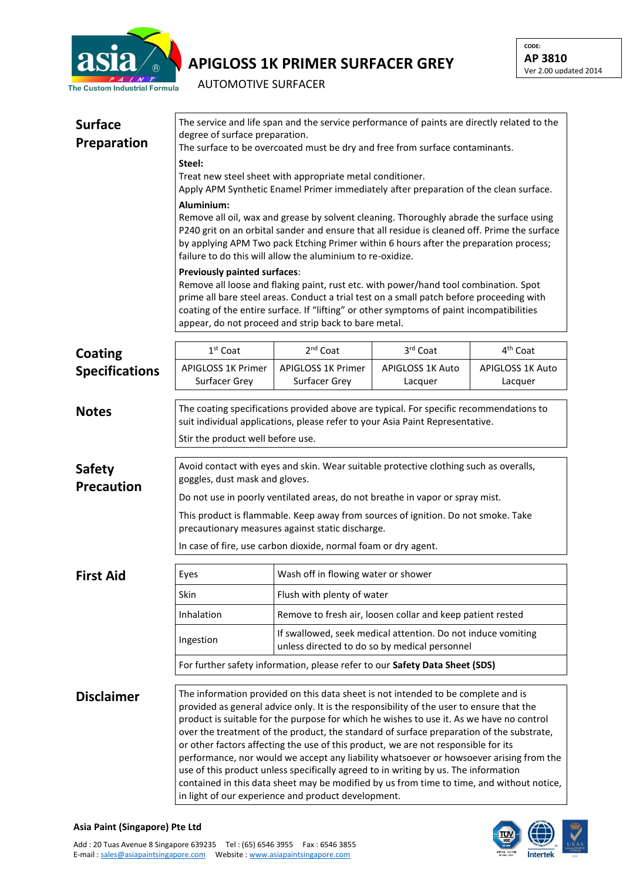# APIGLOSS 1K PRIMER SURFACER GREY

AUTOMOTIVE SURFACER

CODE:
**AP 3810**
Ver 2.00 updated 2014

## Surface Preparation

The service and life span and the service performance of paints are directly related to the degree of surface preparation.
The surface to be overcoated must be dry and free from surface contaminants.

**Steel:**
Treat new steel sheet with appropriate metal conditioner.
Apply APM Synthetic Enamel Primer immediately after preparation of the clean surface.

**Aluminium:**
Remove all oil, wax and grease by solvent cleaning. Thoroughly abrade the surface using P240 grit on an orbital sander and ensure that all residue is cleaned off. Prime the surface by applying APM Two pack Etching Primer within 6 hours after the preparation process; failure to do this will allow the aluminium to re-oxidize.

**Previously painted surfaces**:
Remove all loose and flaking paint, rust etc. with power/hand tool combination. Spot prime all bare steel areas. Conduct a trial test on a small patch before proceeding with coating of the entire surface. If "lifting" or other symptoms of paint incompatibilities appear, do not proceed and strip back to bare metal.

## Coating Specifications

| 1st Coat | 2nd Coat | 3rd Coat | 4th Coat |
|---|---|---|---|
| APIGLOSS 1K Primer Surfacer Grey | APIGLOSS 1K Primer Surfacer Grey | APIGLOSS 1K Auto Lacquer | APIGLOSS 1K Auto Lacquer |

## Notes

The coating specifications provided above are typical. For specific recommendations to suit individual applications, please refer to your Asia Paint Representative.

Stir the product well before use.

## Safety Precaution

Avoid contact with eyes and skin. Wear suitable protective clothing such as overalls, goggles, dust mask and gloves.

Do not use in poorly ventilated areas, do not breathe in vapor or spray mist.

This product is flammable. Keep away from sources of ignition. Do not smoke. Take precautionary measures against static discharge.

In case of fire, use carbon dioxide, normal foam or dry agent.

## First Aid

| | |
|---|---|
| Eyes | Wash off in flowing water or shower |
| Skin | Flush with plenty of water |
| Inhalation | Remove to fresh air, loosen collar and keep patient rested |
| Ingestion | If swallowed, seek medical attention. Do not induce vomiting unless directed to do so by medical personnel |
| For further safety information, please refer to our **Safety Data Sheet (SDS)** | |

## Disclaimer

The information provided on this data sheet is not intended to be complete and is provided as general advice only. It is the responsibility of the user to ensure that the product is suitable for the purpose for which he wishes to use it. As we have no control over the treatment of the product, the standard of surface preparation of the substrate, or other factors affecting the use of this product, we are not responsible for its performance, nor would we accept any liability whatsoever or howsoever arising from the use of this product unless specifically agreed to in writing by us. The information contained in this data sheet may be modified by us from time to time, and without notice, in light of our experience and product development.

**Asia Paint (Singapore) Pte Ltd**

Add : 20 Tuas Avenue 8 Singapore 639235 Tel : (65) 6546 3955 Fax : 6546 3855
E-mail : sales@asiapaintsingapore.com Website : www.asiapaintsingapore.com